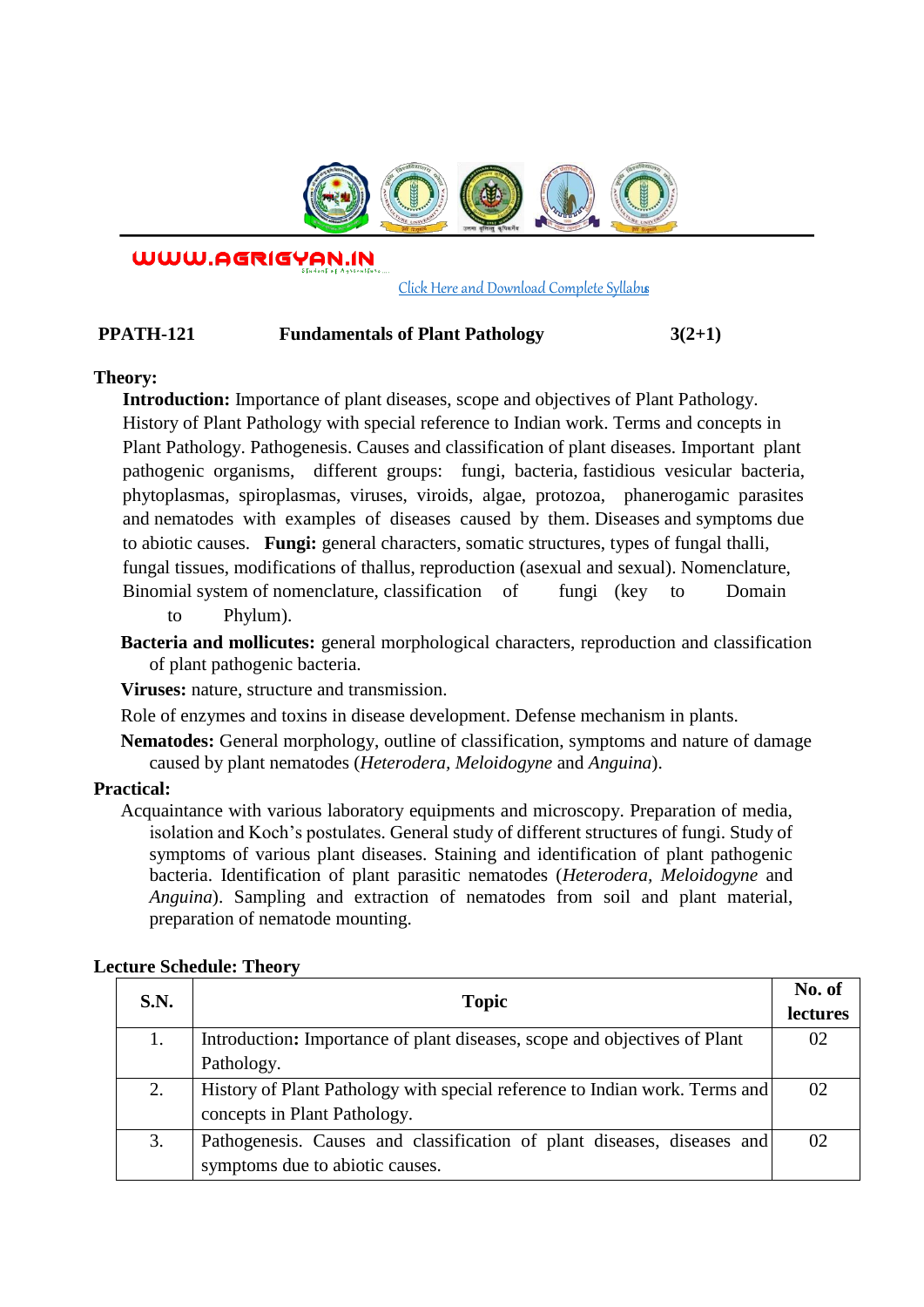WWW.AGRIGYAN.IN

Click Here and Download Complete Syllabus

**PPATH-121 Fundamentals of Plant Pathology 3(2+1)**

**Theory:**

**Introduction:** Importance of plant diseases, scope and objectives of Plant Pathology. History of Plant Pathology with special reference to Indian work. Terms and concepts in Plant Pathology. Pathogenesis. Causes and classification of plant diseases. Important plant pathogenic organisms, different groups: fungi, bacteria, fastidious vesicular bacteria, phytoplasmas, spiroplasmas, viruses, viroids, algae, protozoa, phanerogamic parasites and nematodes with examples of diseases caused by them. Diseases and symptoms due to abiotic causes. **Fungi:** general characters, somatic structures, types of fungal thalli, fungal tissues, modifications of thallus, reproduction (asexual and sexual). Nomenclature, Binomial system of nomenclature, classification of fungi (key to Domain to Phylum).

**Bacteria and mollicutes:** general morphological characters, reproduction and classification of plant pathogenic bacteria.

**Viruses:** nature, structure and transmission.

Role of enzymes and toxins in disease development. Defense mechanism in plants.

**Nematodes:** General morphology, outline of classification, symptoms and nature of damage caused by plant nematodes (*Heterodera*, *Meloidogyne* and *Anguina*).

**Practical:**

Acquaintance with various laboratory equipments and microscopy. Preparation of media, isolation and Koch's postulates. General study of different structures of fungi. Study of symptoms of various plant diseases. Staining and identification of plant pathogenic bacteria. Identification of plant parasitic nematodes (*Heterodera*, *Meloidogyne* and *Anguina*). Sampling and extraction of nematodes from soil and plant material, preparation of nematode mounting.

**Lecture Schedule: Theory**

| S.N. | Topic | No. of lectures |
|---|---|---|
| 1. | Introduction: Importance of plant diseases, scope and objectives of Plant Pathology. | 02 |
| 2. | History of Plant Pathology with special reference to Indian work. Terms and concepts in Plant Pathology. | 02 |
| 3. | Pathogenesis. Causes and classification of plant diseases, diseases and symptoms due to abiotic causes. | 02 |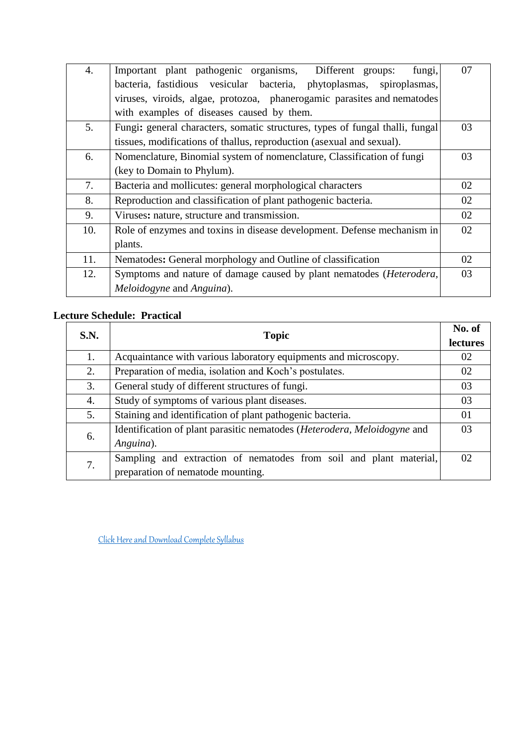| | | |
|---|---|---|
| 4. | Important plant pathogenic organisms, Different groups: fungi, bacteria, fastidious vesicular bacteria, phytoplasmas, spiroplasmas, viruses, viroids, algae, protozoa, phanerogamic parasites and nematodes with examples of diseases caused by them. | 07 |
| 5. | Fungi**:** general characters, somatic structures, types of fungal thalli, fungal tissues, modifications of thallus, reproduction (asexual and sexual). | 03 |
| 6. | Nomenclature, Binomial system of nomenclature, Classification of fungi (key to Domain to Phylum). | 03 |
| 7. | Bacteria and mollicutes: general morphological characters | 02 |
| 8. | Reproduction and classification of plant pathogenic bacteria. | 02 |
| 9. | Viruses**:** nature, structure and transmission. | 02 |
| 10. | Role of enzymes and toxins in disease development. Defense mechanism in plants. | 02 |
| 11. | Nematodes**:** General morphology and Outline of classification | 02 |
| 12. | Symptoms and nature of damage caused by plant nematodes (*Heterodera, Meloidogyne* and *Anguina*). | 03 |

**Lecture Schedule: Practical**

| S.N. | Topic | No. of lectures |
|---|---|---|
| 1. | Acquaintance with various laboratory equipments and microscopy. | 02 |
| 2. | Preparation of media, isolation and Koch's postulates. | 02 |
| 3. | General study of different structures of fungi. | 03 |
| 4. | Study of symptoms of various plant diseases. | 03 |
| 5. | Staining and identification of plant pathogenic bacteria. | 01 |
| 6. | Identification of plant parasitic nematodes (*Heterodera, Meloidogyne* and *Anguina*). | 03 |
| 7. | Sampling and extraction of nematodes from soil and plant material, preparation of nematode mounting. | 02 |

Click Here and Download Complete Syllabus